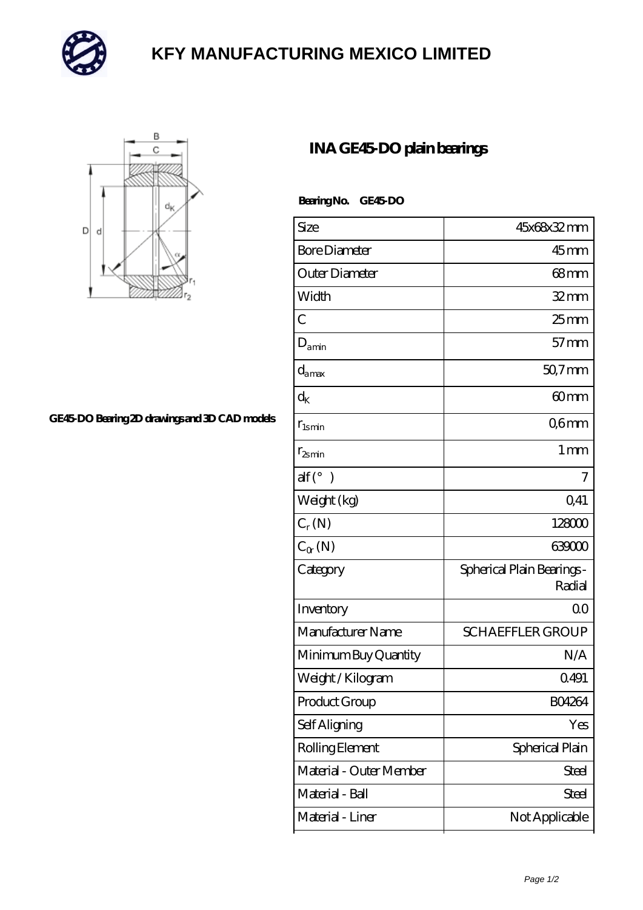# KFY MANUFACTURING MEXICO LIMITED

GE45-DO Bearing 2D drawings and 3D CAD models

## INA GE45-DO plain bearings

**Bearing No. GE45-DO**

| | |
|---|---|
| Size | 45x68x32 mm |
| Bore Diameter | 45 mm |
| Outer Diameter | 68 mm |
| Width | 32 mm |
| C | 25 mm |
| $D_{a min}$ | 57 mm |
| $d_{a max}$ | 50,7 mm |
| $d_K$ | 60 mm |
| $r_{1s min}$ | 0,6 mm |
| $r_{2s min}$ | 1 mm |
| alf (°) | 7 |
| Weight (kg) | 0,41 |
| $C_r$ (N) | 128000 |
| $C_{0r}$ (N) | 639000 |
| Category | Spherical Plain Bearings - Radial |
| Inventory | 0.0 |
| Manufacturer Name | SCHAEFFLER GROUP |
| Minimum Buy Quantity | N/A |
| Weight / Kilogram | 0.491 |
| Product Group | B04264 |
| Self Aligning | Yes |
| Rolling Element | Spherical Plain |
| Material - Outer Member | Steel |
| Material - Ball | Steel |
| Material - Liner | Not Applicable |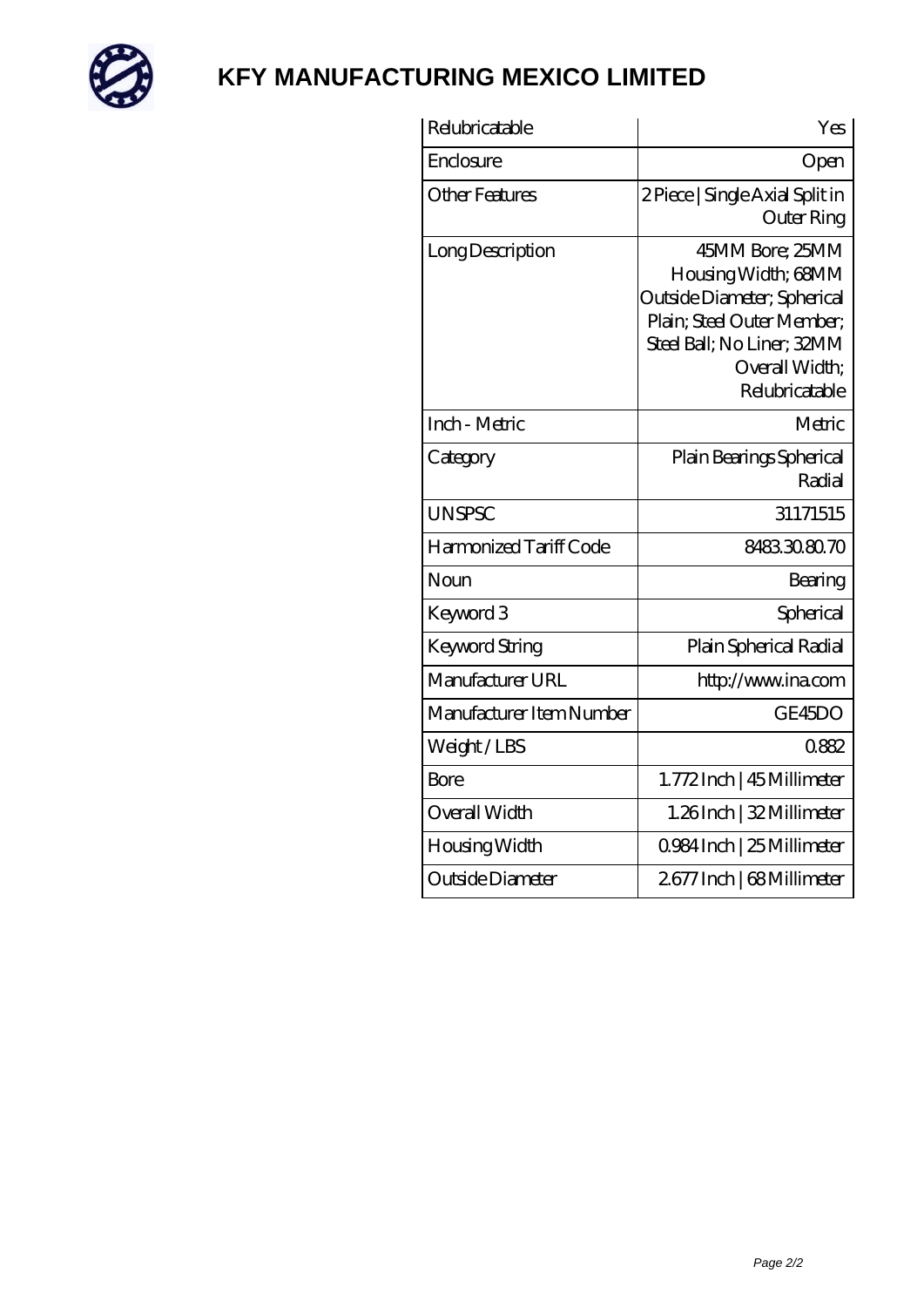# KFY MANUFACTURING MEXICO LIMITED

| | |
|---|---|
| Relubricatable | Yes |
| Enclosure | Open |
| Other Features | 2 Piece \| Single Axial Split in Outer Ring |
| Long Description | 45MM Bore; 25MM Housing Width; 68MM Outside Diameter; Spherical Plain; Steel Outer Member; Steel Ball; No Liner; 32MM Overall Width; Relubricatable |
| Inch - Metric | Metric |
| Category | Plain Bearings Spherical Radial |
| UNSPSC | 31171515 |
| Harmonized Tariff Code | 8483.30.80.70 |
| Noun | Bearing |
| Keyword 3 | Spherical |
| Keyword String | Plain Spherical Radial |
| Manufacturer URL | http://www.ina.com |
| Manufacturer Item Number | GE45DO |
| Weight / LBS | 0.882 |
| Bore | 1.772 Inch \| 45 Millimeter |
| Overall Width | 1.26 Inch \| 32 Millimeter |
| Housing Width | 0.984 Inch \| 25 Millimeter |
| Outside Diameter | 2.677 Inch \| 68 Millimeter |